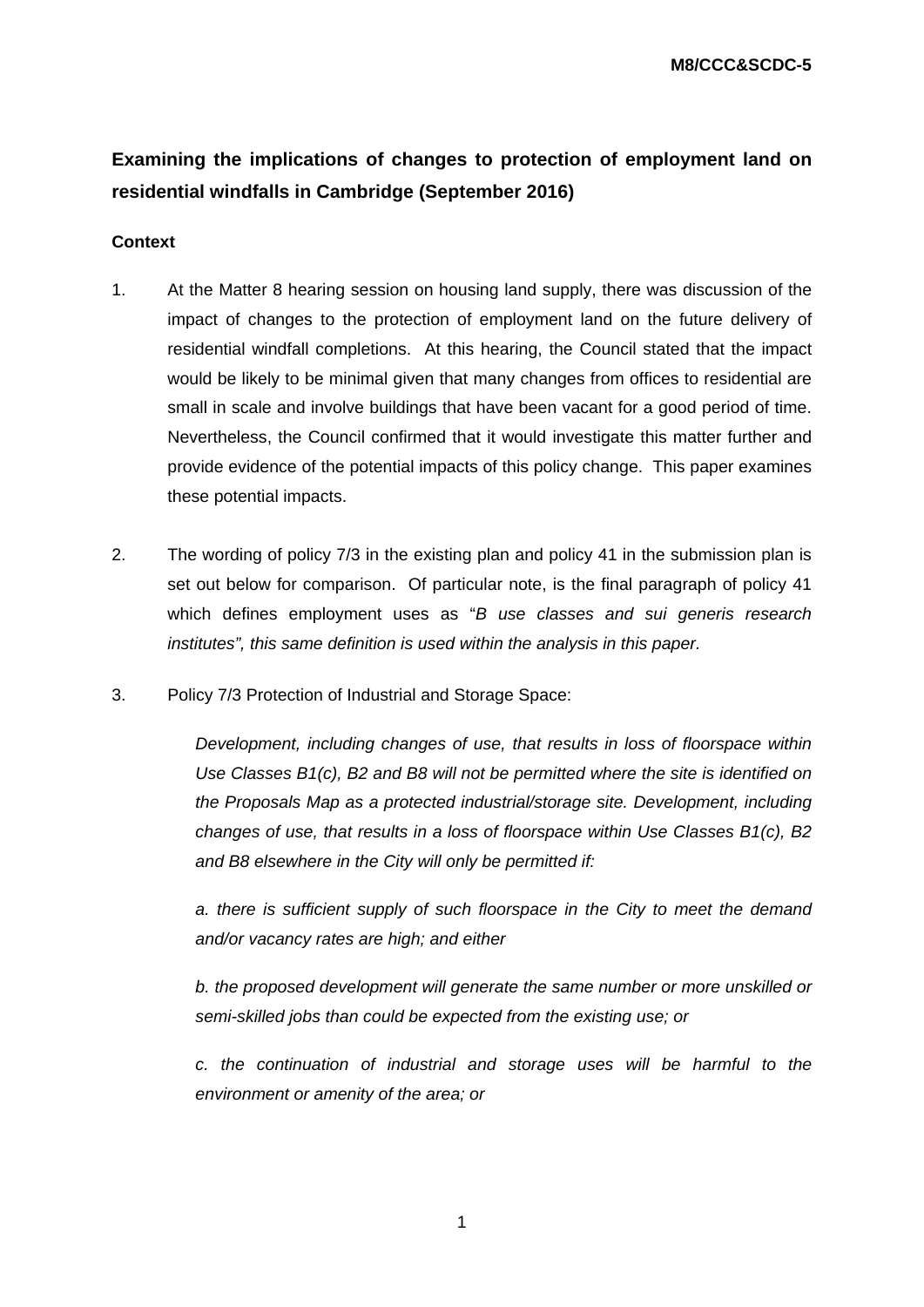M8/CCC&SCDC-5

# Examining the implications of changes to protection of employment land on residential windfalls in Cambridge (September 2016)

## Context

1. At the Matter 8 hearing session on housing land supply, there was discussion of the impact of changes to the protection of employment land on the future delivery of residential windfall completions. At this hearing, the Council stated that the impact would be likely to be minimal given that many changes from offices to residential are small in scale and involve buildings that have been vacant for a good period of time. Nevertheless, the Council confirmed that it would investigate this matter further and provide evidence of the potential impacts of this policy change. This paper examines these potential impacts.

2. The wording of policy 7/3 in the existing plan and policy 41 in the submission plan is set out below for comparison. Of particular note, is the final paragraph of policy 41 which defines employment uses as "*B use classes and sui generis research institutes", this same definition is used within the analysis in this paper.*

3. Policy 7/3 Protection of Industrial and Storage Space:

   *Development, including changes of use, that results in loss of floorspace within Use Classes B1(c), B2 and B8 will not be permitted where the site is identified on the Proposals Map as a protected industrial/storage site. Development, including changes of use, that results in a loss of floorspace within Use Classes B1(c), B2 and B8 elsewhere in the City will only be permitted if:*

   *a. there is sufficient supply of such floorspace in the City to meet the demand and/or vacancy rates are high; and either*

   *b. the proposed development will generate the same number or more unskilled or semi-skilled jobs than could be expected from the existing use; or*

   *c. the continuation of industrial and storage uses will be harmful to the environment or amenity of the area; or*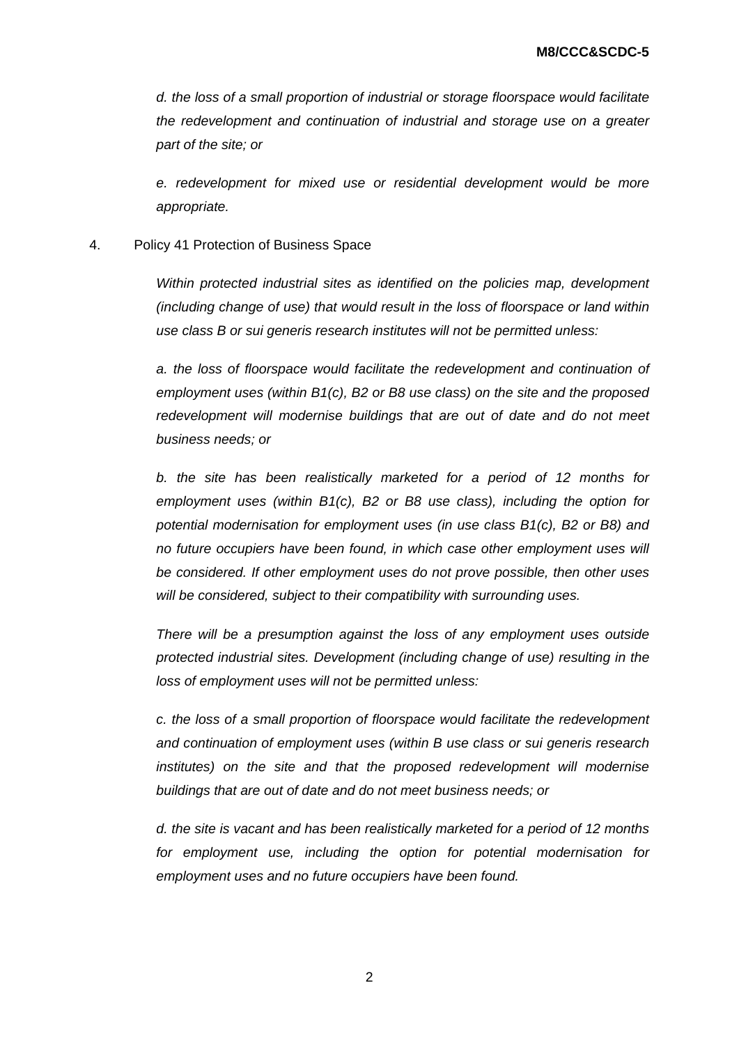*d. the loss of a small proportion of industrial or storage floorspace would facilitate the redevelopment and continuation of industrial and storage use on a greater part of the site; or*

*e. redevelopment for mixed use or residential development would be more appropriate.*

4. Policy 41 Protection of Business Space

*Within protected industrial sites as identified on the policies map, development (including change of use) that would result in the loss of floorspace or land within use class B or sui generis research institutes will not be permitted unless:*

*a. the loss of floorspace would facilitate the redevelopment and continuation of employment uses (within B1(c), B2 or B8 use class) on the site and the proposed redevelopment will modernise buildings that are out of date and do not meet business needs; or*

*b. the site has been realistically marketed for a period of 12 months for employment uses (within B1(c), B2 or B8 use class), including the option for potential modernisation for employment uses (in use class B1(c), B2 or B8) and no future occupiers have been found, in which case other employment uses will be considered. If other employment uses do not prove possible, then other uses will be considered, subject to their compatibility with surrounding uses.*

*There will be a presumption against the loss of any employment uses outside protected industrial sites. Development (including change of use) resulting in the loss of employment uses will not be permitted unless:*

*c. the loss of a small proportion of floorspace would facilitate the redevelopment and continuation of employment uses (within B use class or sui generis research institutes) on the site and that the proposed redevelopment will modernise buildings that are out of date and do not meet business needs; or*

*d. the site is vacant and has been realistically marketed for a period of 12 months for employment use, including the option for potential modernisation for employment uses and no future occupiers have been found.*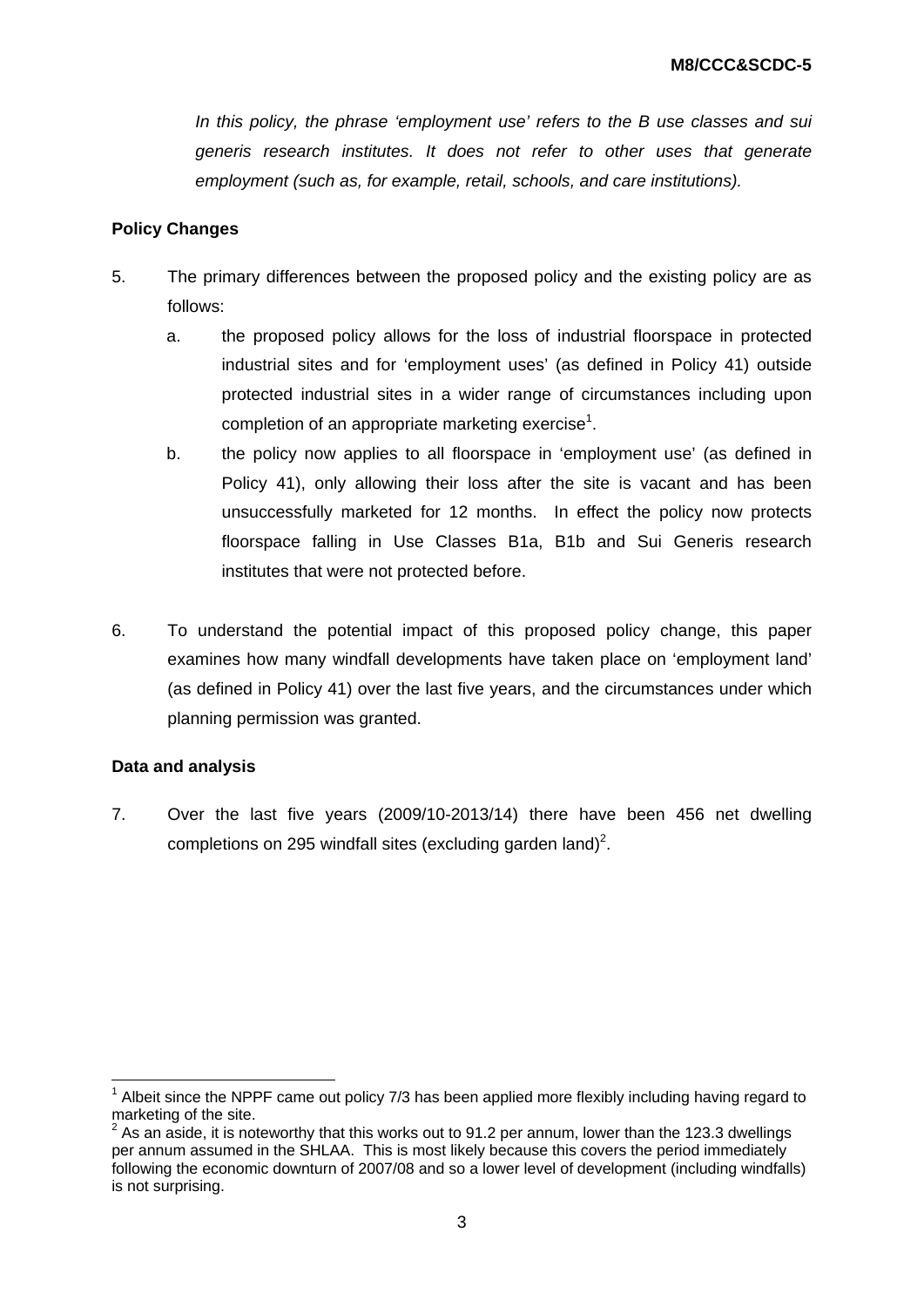*In this policy, the phrase 'employment use' refers to the B use classes and sui generis research institutes. It does not refer to other uses that generate employment (such as, for example, retail, schools, and care institutions).*

**Policy Changes**

5. The primary differences between the proposed policy and the existing policy are as follows:

   a. the proposed policy allows for the loss of industrial floorspace in protected industrial sites and for 'employment uses' (as defined in Policy 41) outside protected industrial sites in a wider range of circumstances including upon completion of an appropriate marketing exercise[1].

   b. the policy now applies to all floorspace in 'employment use' (as defined in Policy 41), only allowing their loss after the site is vacant and has been unsuccessfully marketed for 12 months. In effect the policy now protects floorspace falling in Use Classes B1a, B1b and Sui Generis research institutes that were not protected before.

6. To understand the potential impact of this proposed policy change, this paper examines how many windfall developments have taken place on 'employment land' (as defined in Policy 41) over the last five years, and the circumstances under which planning permission was granted.

**Data and analysis**

7. Over the last five years (2009/10-2013/14) there have been 456 net dwelling completions on 295 windfall sites (excluding garden land)[2].

---

[1] Albeit since the NPPF came out policy 7/3 has been applied more flexibly including having regard to marketing of the site.

[2] As an aside, it is noteworthy that this works out to 91.2 per annum, lower than the 123.3 dwellings per annum assumed in the SHLAA. This is most likely because this covers the period immediately following the economic downturn of 2007/08 and so a lower level of development (including windfalls) is not surprising.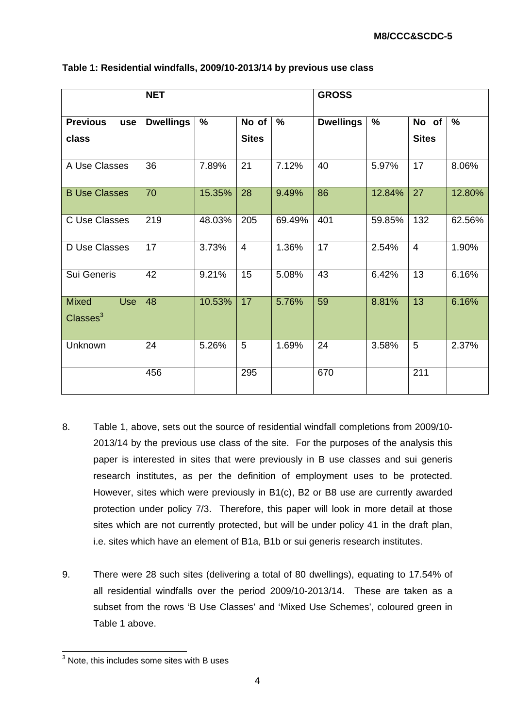**Table 1: Residential windfalls, 2009/10-2013/14 by previous use class**

| | NET | | | | GROSS | | | |
|---|---|---|---|---|---|---|---|---|
| **Previous use class** | **Dwellings** | **%** | **No of Sites** | **%** | **Dwellings** | **%** | **No of Sites** | **%** |
| A Use Classes | 36 | 7.89% | 21 | 7.12% | 40 | 5.97% | 17 | 8.06% |
| B Use Classes | 70 | 15.35% | 28 | 9.49% | 86 | 12.84% | 27 | 12.80% |
| C Use Classes | 219 | 48.03% | 205 | 69.49% | 401 | 59.85% | 132 | 62.56% |
| D Use Classes | 17 | 3.73% | 4 | 1.36% | 17 | 2.54% | 4 | 1.90% |
| Sui Generis | 42 | 9.21% | 15 | 5.08% | 43 | 6.42% | 13 | 6.16% |
| Mixed Use Classes[3] | 48 | 10.53% | 17 | 5.76% | 59 | 8.81% | 13 | 6.16% |
| Unknown | 24 | 5.26% | 5 | 1.69% | 24 | 3.58% | 5 | 2.37% |
| | 456 | | 295 | | 670 | | 211 | |

8. Table 1, above, sets out the source of residential windfall completions from 2009/10-2013/14 by the previous use class of the site. For the purposes of the analysis this paper is interested in sites that were previously in B use classes and sui generis research institutes, as per the definition of employment uses to be protected. However, sites which were previously in B1(c), B2 or B8 use are currently awarded protection under policy 7/3. Therefore, this paper will look in more detail at those sites which are not currently protected, but will be under policy 41 in the draft plan, i.e. sites which have an element of B1a, B1b or sui generis research institutes.

9. There were 28 such sites (delivering a total of 80 dwellings), equating to 17.54% of all residential windfalls over the period 2009/10-2013/14. These are taken as a subset from the rows 'B Use Classes' and 'Mixed Use Schemes', coloured green in Table 1 above.

[3] Note, this includes some sites with B uses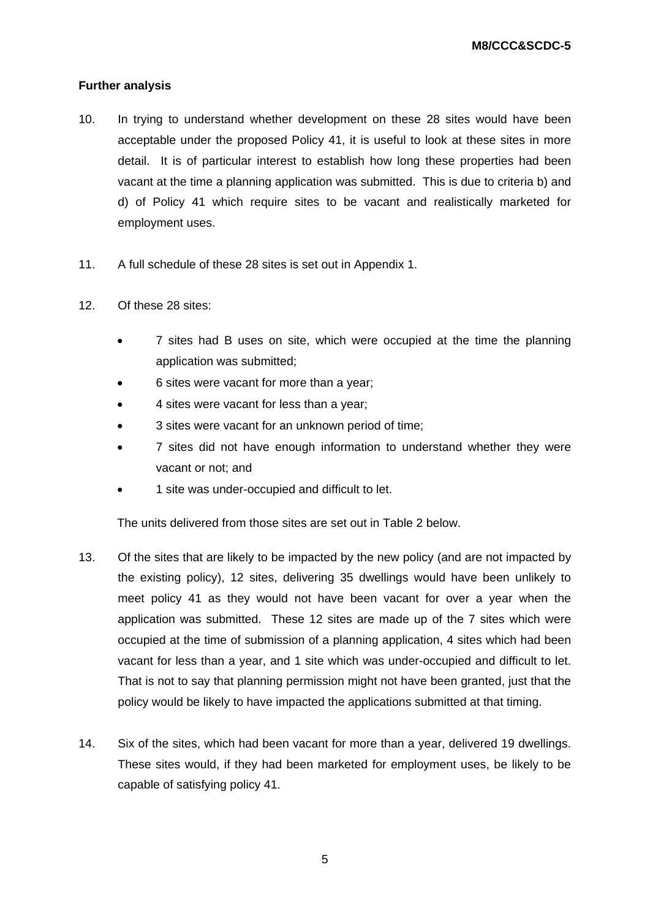**Further analysis**

10. In trying to understand whether development on these 28 sites would have been acceptable under the proposed Policy 41, it is useful to look at these sites in more detail. It is of particular interest to establish how long these properties had been vacant at the time a planning application was submitted. This is due to criteria b) and d) of Policy 41 which require sites to be vacant and realistically marketed for employment uses.

11. A full schedule of these 28 sites is set out in Appendix 1.

12. Of these 28 sites:

    - 7 sites had B uses on site, which were occupied at the time the planning application was submitted;
    - 6 sites were vacant for more than a year;
    - 4 sites were vacant for less than a year;
    - 3 sites were vacant for an unknown period of time;
    - 7 sites did not have enough information to understand whether they were vacant or not; and
    - 1 site was under-occupied and difficult to let.

    The units delivered from those sites are set out in Table 2 below.

13. Of the sites that are likely to be impacted by the new policy (and are not impacted by the existing policy), 12 sites, delivering 35 dwellings would have been unlikely to meet policy 41 as they would not have been vacant for over a year when the application was submitted. These 12 sites are made up of the 7 sites which were occupied at the time of submission of a planning application, 4 sites which had been vacant for less than a year, and 1 site which was under-occupied and difficult to let. That is not to say that planning permission might not have been granted, just that the policy would be likely to have impacted the applications submitted at that timing.

14. Six of the sites, which had been vacant for more than a year, delivered 19 dwellings. These sites would, if they had been marketed for employment uses, be likely to be capable of satisfying policy 41.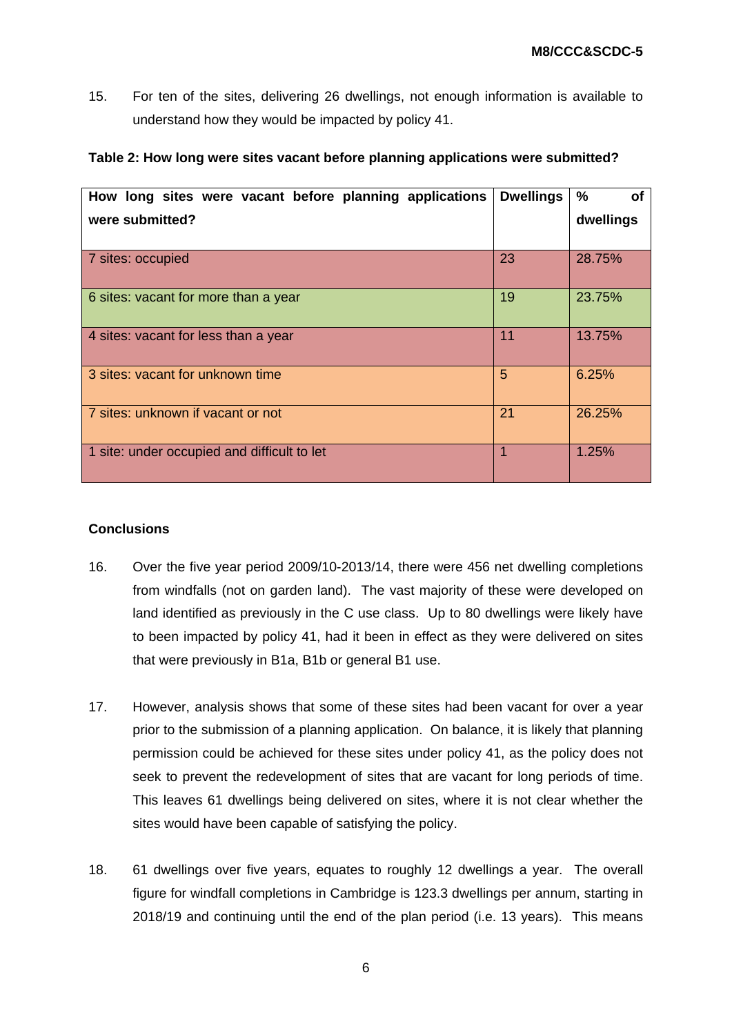15. For ten of the sites, delivering 26 dwellings, not enough information is available to understand how they would be impacted by policy 41.

**Table 2: How long were sites vacant before planning applications were submitted?**

| How long sites were vacant before planning applications were submitted? | Dwellings | % of dwellings |
|---|---|---|
| 7 sites: occupied | 23 | 28.75% |
| 6 sites: vacant for more than a year | 19 | 23.75% |
| 4 sites: vacant for less than a year | 11 | 13.75% |
| 3 sites: vacant for unknown time | 5 | 6.25% |
| 7 sites: unknown if vacant or not | 21 | 26.25% |
| 1 site: under occupied and difficult to let | 1 | 1.25% |

**Conclusions**

16. Over the five year period 2009/10-2013/14, there were 456 net dwelling completions from windfalls (not on garden land). The vast majority of these were developed on land identified as previously in the C use class. Up to 80 dwellings were likely have to been impacted by policy 41, had it been in effect as they were delivered on sites that were previously in B1a, B1b or general B1 use.

17. However, analysis shows that some of these sites had been vacant for over a year prior to the submission of a planning application. On balance, it is likely that planning permission could be achieved for these sites under policy 41, as the policy does not seek to prevent the redevelopment of sites that are vacant for long periods of time. This leaves 61 dwellings being delivered on sites, where it is not clear whether the sites would have been capable of satisfying the policy.

18. 61 dwellings over five years, equates to roughly 12 dwellings a year. The overall figure for windfall completions in Cambridge is 123.3 dwellings per annum, starting in 2018/19 and continuing until the end of the plan period (i.e. 13 years). This means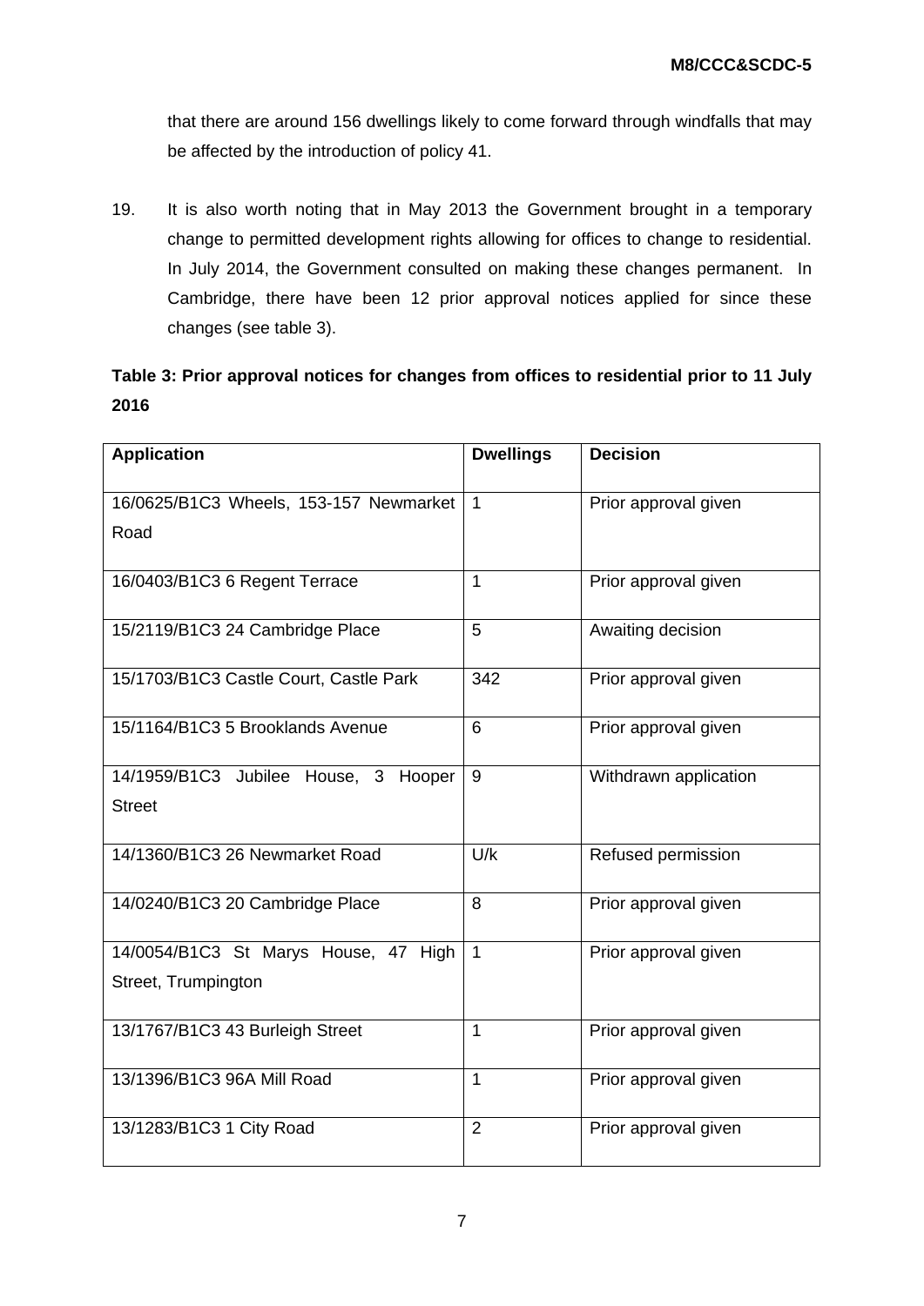that there are around 156 dwellings likely to come forward through windfalls that may be affected by the introduction of policy 41.

19. It is also worth noting that in May 2013 the Government brought in a temporary change to permitted development rights allowing for offices to change to residential. In July 2014, the Government consulted on making these changes permanent. In Cambridge, there have been 12 prior approval notices applied for since these changes (see table 3).

**Table 3: Prior approval notices for changes from offices to residential prior to 11 July 2016**

| Application | Dwellings | Decision |
|---|---|---|
| 16/0625/B1C3 Wheels, 153-157 Newmarket Road | 1 | Prior approval given |
| 16/0403/B1C3 6 Regent Terrace | 1 | Prior approval given |
| 15/2119/B1C3 24 Cambridge Place | 5 | Awaiting decision |
| 15/1703/B1C3 Castle Court, Castle Park | 342 | Prior approval given |
| 15/1164/B1C3 5 Brooklands Avenue | 6 | Prior approval given |
| 14/1959/B1C3 Jubilee House, 3 Hooper Street | 9 | Withdrawn application |
| 14/1360/B1C3 26 Newmarket Road | U/k | Refused permission |
| 14/0240/B1C3 20 Cambridge Place | 8 | Prior approval given |
| 14/0054/B1C3 St Marys House, 47 High Street, Trumpington | 1 | Prior approval given |
| 13/1767/B1C3 43 Burleigh Street | 1 | Prior approval given |
| 13/1396/B1C3 96A Mill Road | 1 | Prior approval given |
| 13/1283/B1C3 1 City Road | 2 | Prior approval given |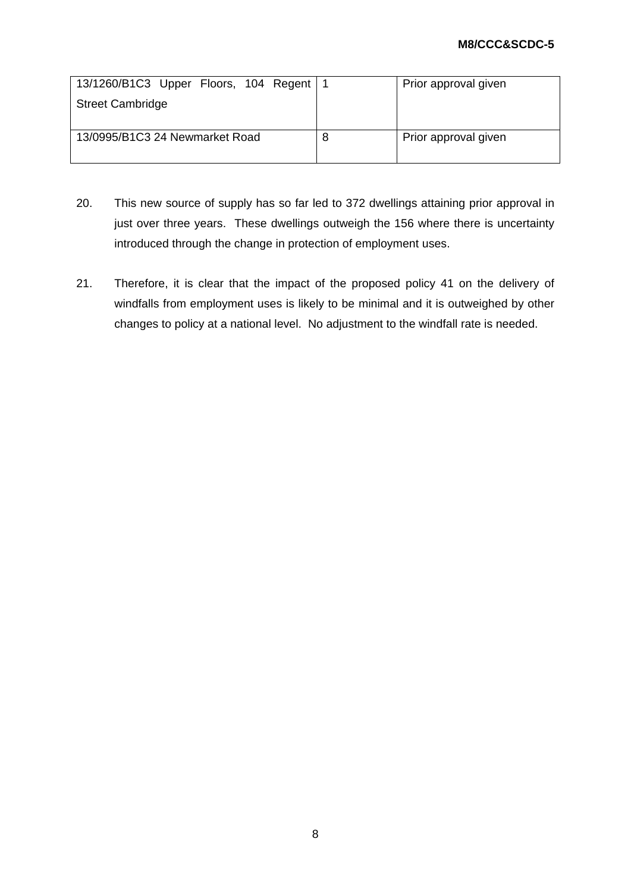| | | |
|---|---|---|
| 13/1260/B1C3 Upper Floors, 104 Regent Street Cambridge | 1 | Prior approval given |
| 13/0995/B1C3 24 Newmarket Road | 8 | Prior approval given |

20. This new source of supply has so far led to 372 dwellings attaining prior approval in just over three years. These dwellings outweigh the 156 where there is uncertainty introduced through the change in protection of employment uses.

21. Therefore, it is clear that the impact of the proposed policy 41 on the delivery of windfalls from employment uses is likely to be minimal and it is outweighed by other changes to policy at a national level. No adjustment to the windfall rate is needed.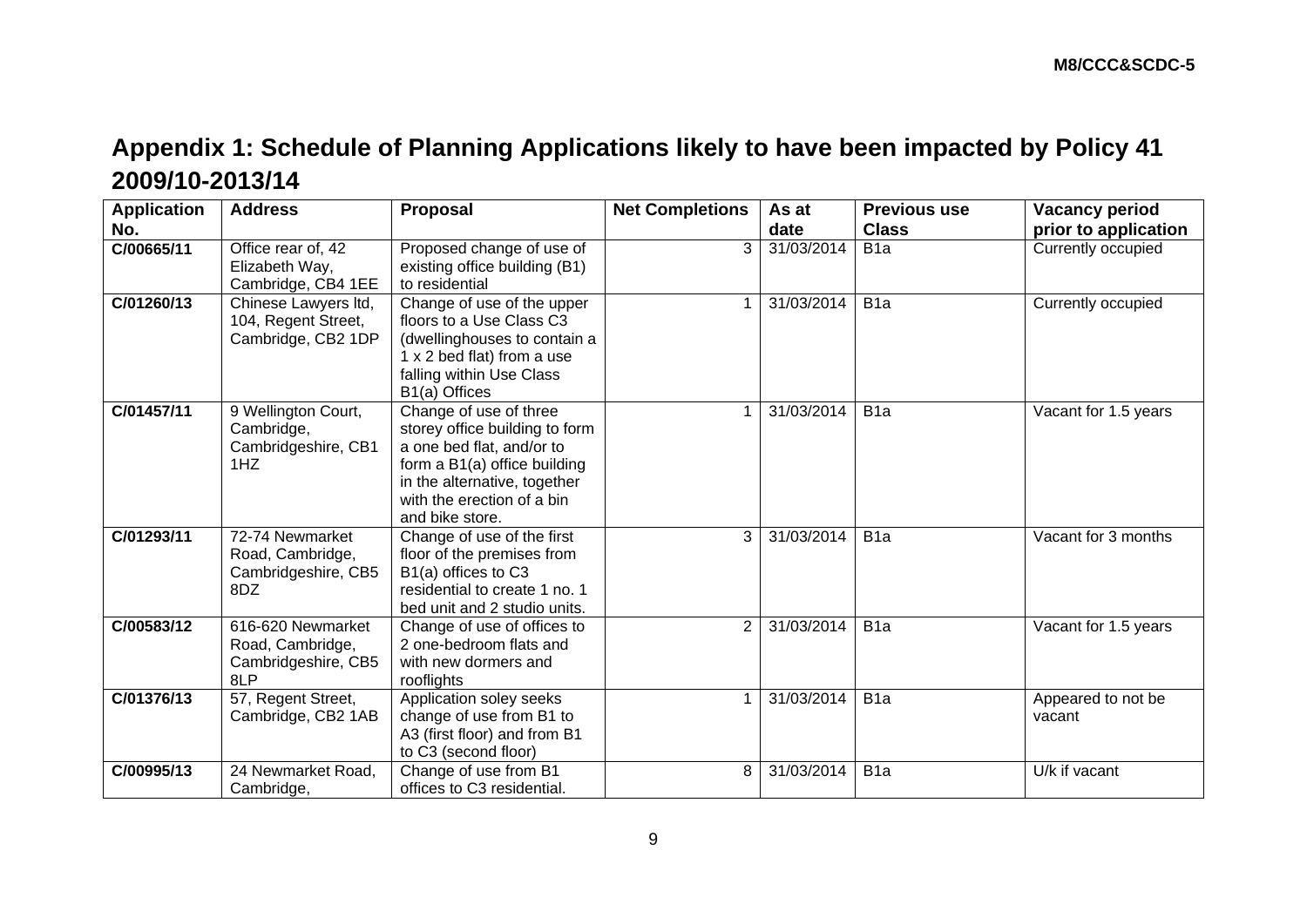## Appendix 1: Schedule of Planning Applications likely to have been impacted by Policy 41 2009/10-2013/14

| Application No. | Address | Proposal | Net Completions | As at date | Previous use Class | Vacancy period prior to application |
|---|---|---|---|---|---|---|
| C/00665/11 | Office rear of, 42 Elizabeth Way, Cambridge, CB4 1EE | Proposed change of use of existing office building (B1) to residential | 3 | 31/03/2014 | B1a | Currently occupied |
| C/01260/13 | Chinese Lawyers ltd, 104, Regent Street, Cambridge, CB2 1DP | Change of use of the upper floors to a Use Class C3 (dwellinghouses to contain a 1 x 2 bed flat) from a use falling within Use Class B1(a) Offices | 1 | 31/03/2014 | B1a | Currently occupied |
| C/01457/11 | 9 Wellington Court, Cambridge, Cambridgeshire, CB1 1HZ | Change of use of three storey office building to form a one bed flat, and/or to form a B1(a) office building in the alternative, together with the erection of a bin and bike store. | 1 | 31/03/2014 | B1a | Vacant for 1.5 years |
| C/01293/11 | 72-74 Newmarket Road, Cambridge, Cambridgeshire, CB5 8DZ | Change of use of the first floor of the premises from B1(a) offices to C3 residential to create 1 no. 1 bed unit and 2 studio units. | 3 | 31/03/2014 | B1a | Vacant for 3 months |
| C/00583/12 | 616-620 Newmarket Road, Cambridge, Cambridgeshire, CB5 8LP | Change of use of offices to 2 one-bedroom flats and with new dormers and rooflights | 2 | 31/03/2014 | B1a | Vacant for 1.5 years |
| C/01376/13 | 57, Regent Street, Cambridge, CB2 1AB | Application soley seeks change of use from B1 to A3 (first floor) and from B1 to C3 (second floor) | 1 | 31/03/2014 | B1a | Appeared to not be vacant |
| C/00995/13 | 24 Newmarket Road, Cambridge, | Change of use from B1 offices to C3 residential. | 8 | 31/03/2014 | B1a | U/k if vacant |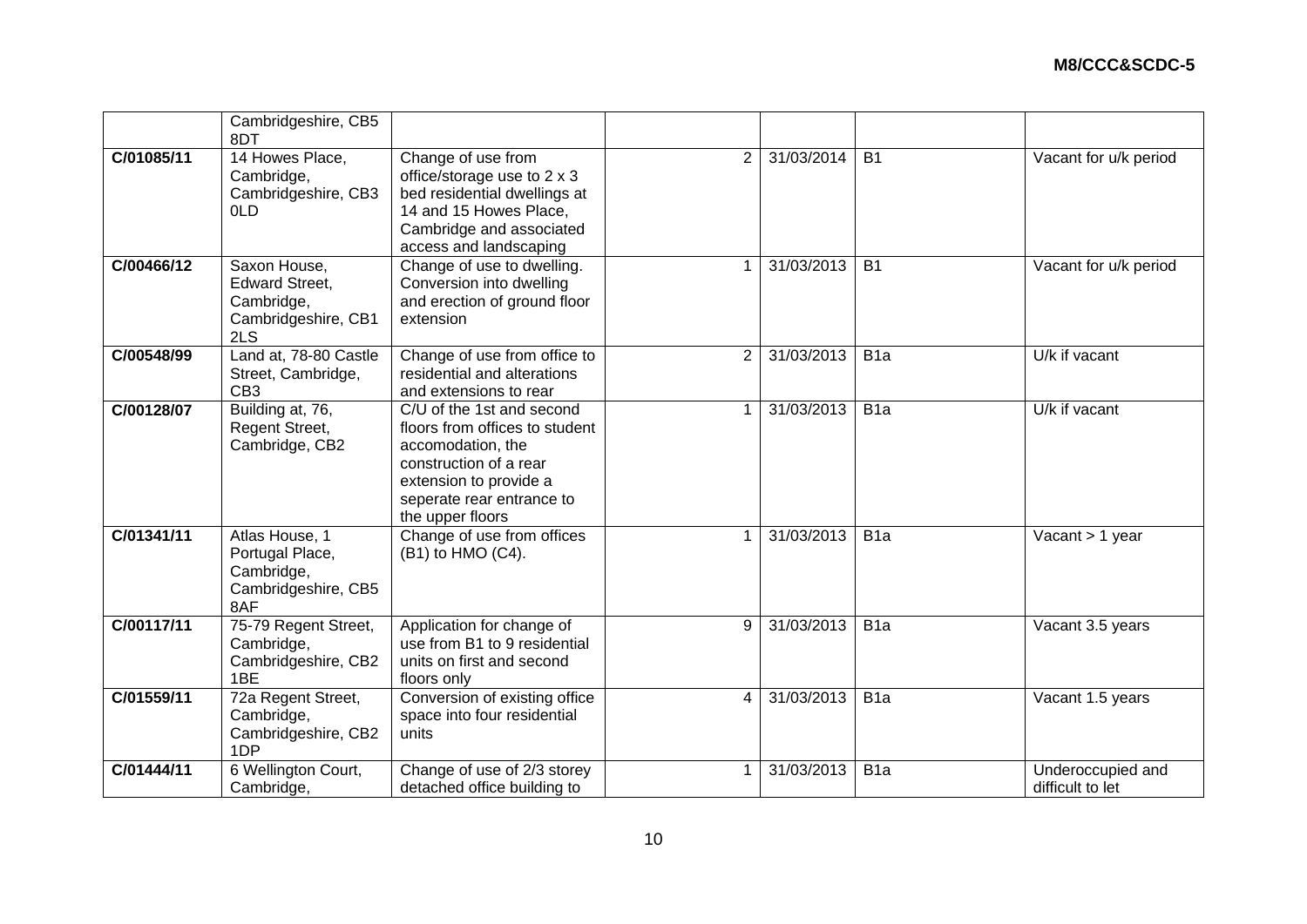| | | | | | | |
|---|---|---|---|---|---|---|
| | Cambridgeshire, CB5 8DT | | | | | |
| **C/01085/11** | 14 Howes Place, Cambridge, Cambridgeshire, CB3 0LD | Change of use from office/storage use to 2 x 3 bed residential dwellings at 14 and 15 Howes Place, Cambridge and associated access and landscaping | 2 | 31/03/2014 | B1 | Vacant for u/k period |
| **C/00466/12** | Saxon House, Edward Street, Cambridge, Cambridgeshire, CB1 2LS | Change of use to dwelling. Conversion into dwelling and erection of ground floor extension | 1 | 31/03/2013 | B1 | Vacant for u/k period |
| **C/00548/99** | Land at, 78-80 Castle Street, Cambridge, CB3 | Change of use from office to residential and alterations and extensions to rear | 2 | 31/03/2013 | B1a | U/k if vacant |
| **C/00128/07** | Building at, 76, Regent Street, Cambridge, CB2 | C/U of the 1st and second floors from offices to student accomodation, the construction of a rear extension to provide a seperate rear entrance to the upper floors | 1 | 31/03/2013 | B1a | U/k if vacant |
| **C/01341/11** | Atlas House, 1 Portugal Place, Cambridge, Cambridgeshire, CB5 8AF | Change of use from offices (B1) to HMO (C4). | 1 | 31/03/2013 | B1a | Vacant > 1 year |
| **C/00117/11** | 75-79 Regent Street, Cambridge, Cambridgeshire, CB2 1BE | Application for change of use from B1 to 9 residential units on first and second floors only | 9 | 31/03/2013 | B1a | Vacant 3.5 years |
| **C/01559/11** | 72a Regent Street, Cambridge, Cambridgeshire, CB2 1DP | Conversion of existing office space into four residential units | 4 | 31/03/2013 | B1a | Vacant 1.5 years |
| **C/01444/11** | 6 Wellington Court, Cambridge, | Change of use of 2/3 storey detached office building to | 1 | 31/03/2013 | B1a | Underoccupied and difficult to let |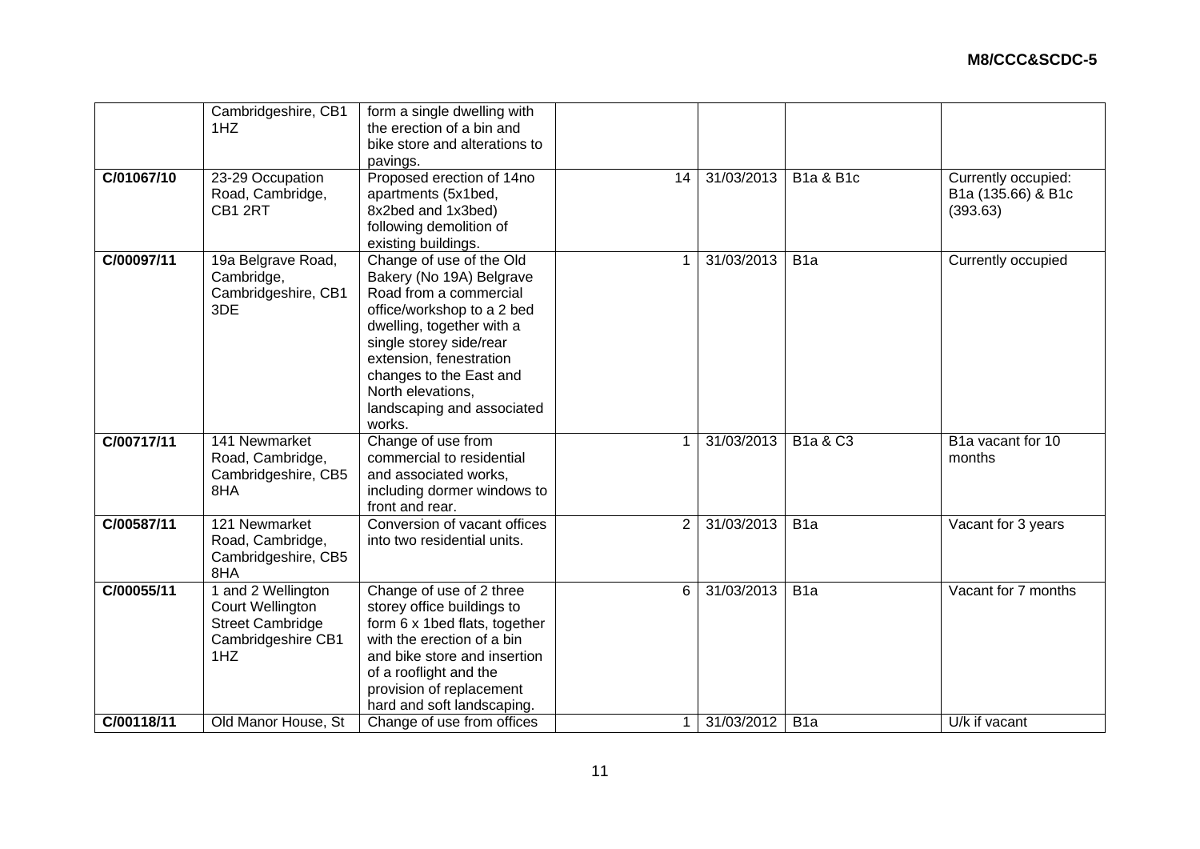|  |  |  |  |  |  |  |
|---|---|---|---|---|---|---|
|  | Cambridgeshire, CB1 1HZ | form a single dwelling with the erection of a bin and bike store and alterations to pavings. |  |  |  |  |
| **C/01067/10** | 23-29 Occupation Road, Cambridge, CB1 2RT | Proposed erection of 14no apartments (5x1bed, 8x2bed and 1x3bed) following demolition of existing buildings. | 14 | 31/03/2013 | B1a & B1c | Currently occupied: B1a (135.66) & B1c (393.63) |
| **C/00097/11** | 19a Belgrave Road, Cambridge, Cambridgeshire, CB1 3DE | Change of use of the Old Bakery (No 19A) Belgrave Road from a commercial office/workshop to a 2 bed dwelling, together with a single storey side/rear extension, fenestration changes to the East and North elevations, landscaping and associated works. | 1 | 31/03/2013 | B1a | Currently occupied |
| **C/00717/11** | 141 Newmarket Road, Cambridge, Cambridgeshire, CB5 8HA | Change of use from commercial to residential and associated works, including dormer windows to front and rear. | 1 | 31/03/2013 | B1a & C3 | B1a vacant for 10 months |
| **C/00587/11** | 121 Newmarket Road, Cambridge, Cambridgeshire, CB5 8HA | Conversion of vacant offices into two residential units. | 2 | 31/03/2013 | B1a | Vacant for 3 years |
| **C/00055/11** | 1 and 2 Wellington Court Wellington Street Cambridge Cambridgeshire CB1 1HZ | Change of use of 2 three storey office buildings to form 6 x 1bed flats, together with the erection of a bin and bike store and insertion of a rooflight and the provision of replacement hard and soft landscaping. | 6 | 31/03/2013 | B1a | Vacant for 7 months |
| **C/00118/11** | Old Manor House, St | Change of use from offices | 1 | 31/03/2012 | B1a | U/k if vacant |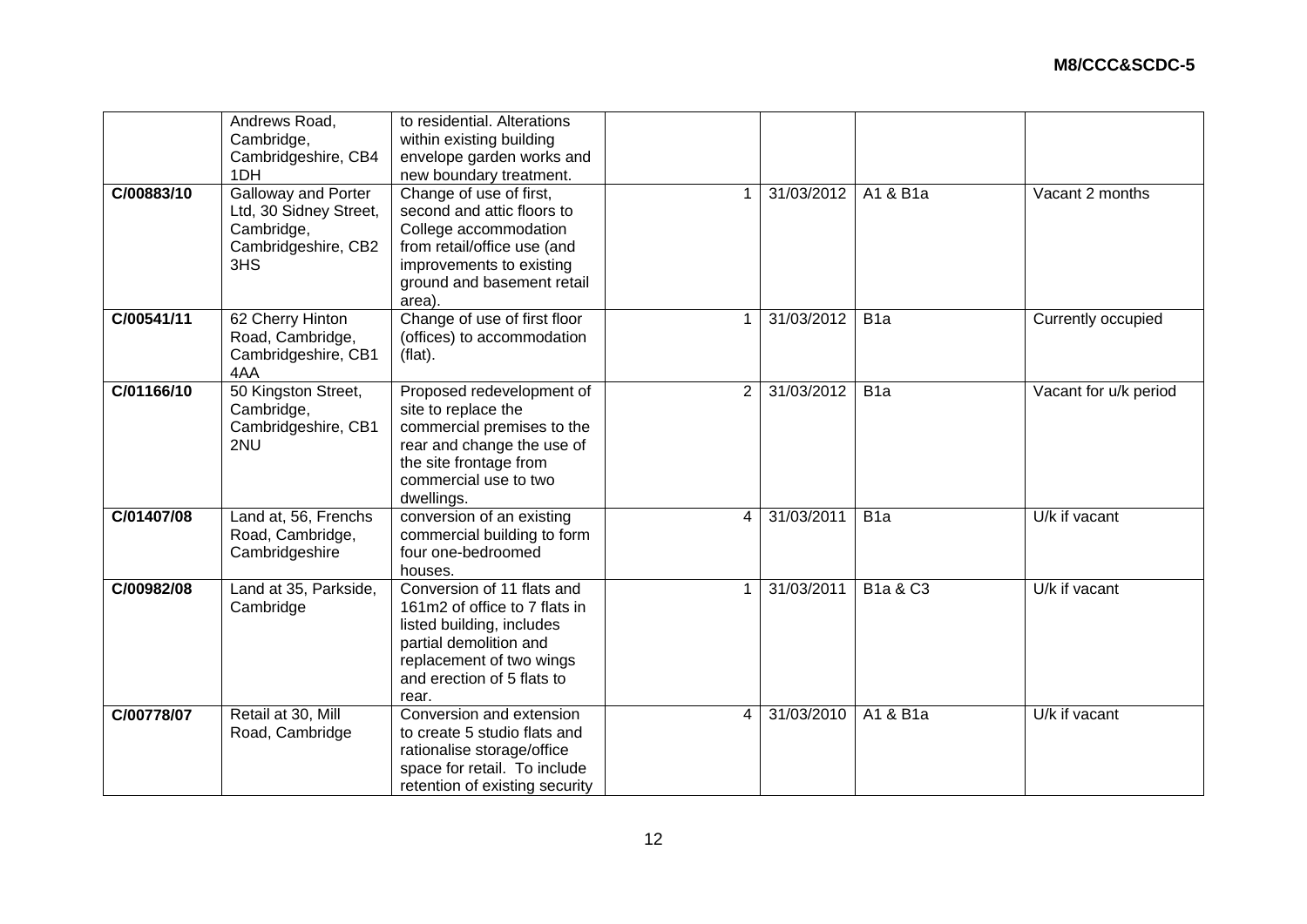| | | | | | | |
|---|---|---|---|---|---|---|
| | Andrews Road, Cambridge, Cambridgeshire, CB4 1DH | to residential. Alterations within existing building envelope garden works and new boundary treatment. | | | | |
| **C/00883/10** | Galloway and Porter Ltd, 30 Sidney Street, Cambridge, Cambridgeshire, CB2 3HS | Change of use of first, second and attic floors to College accommodation from retail/office use (and improvements to existing ground and basement retail area). | 1 | 31/03/2012 | A1 & B1a | Vacant 2 months |
| **C/00541/11** | 62 Cherry Hinton Road, Cambridge, Cambridgeshire, CB1 4AA | Change of use of first floor (offices) to accommodation (flat). | 1 | 31/03/2012 | B1a | Currently occupied |
| **C/01166/10** | 50 Kingston Street, Cambridge, Cambridgeshire, CB1 2NU | Proposed redevelopment of site to replace the commercial premises to the rear and change the use of the site frontage from commercial use to two dwellings. | 2 | 31/03/2012 | B1a | Vacant for u/k period |
| **C/01407/08** | Land at, 56, Frenchs Road, Cambridge, Cambridgeshire | conversion of an existing commercial building to form four one-bedroomed houses. | 4 | 31/03/2011 | B1a | U/k if vacant |
| **C/00982/08** | Land at 35, Parkside, Cambridge | Conversion of 11 flats and 161m2 of office to 7 flats in listed building, includes partial demolition and replacement of two wings and erection of 5 flats to rear. | 1 | 31/03/2011 | B1a & C3 | U/k if vacant |
| **C/00778/07** | Retail at 30, Mill Road, Cambridge | Conversion and extension to create 5 studio flats and rationalise storage/office space for retail. To include retention of existing security | 4 | 31/03/2010 | A1 & B1a | U/k if vacant |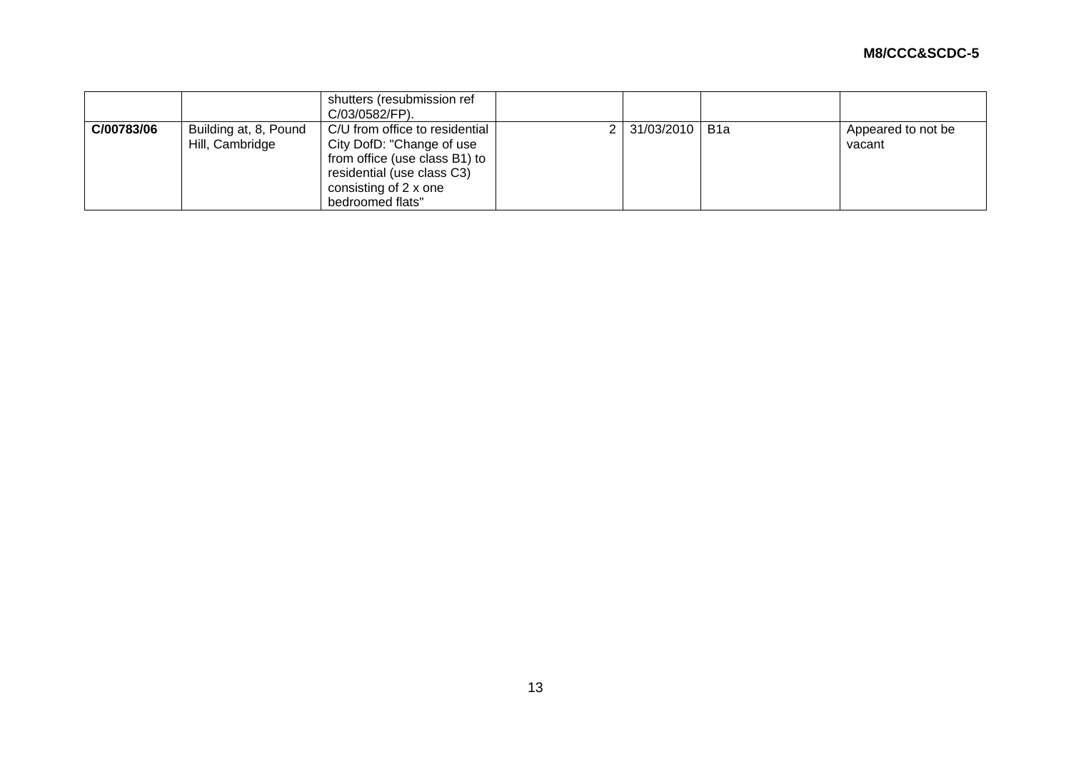| | | | | | | |
|---|---|---|---|---|---|---|
| | | shutters (resubmission ref C/03/0582/FP). | | | | |
| **C/00783/06** | Building at, 8, Pound Hill, Cambridge | C/U from office to residential City DofD: "Change of use from office (use class B1) to residential (use class C3) consisting of 2 x one bedroomed flats" | 2 | 31/03/2010 | B1a | Appeared to not be vacant |